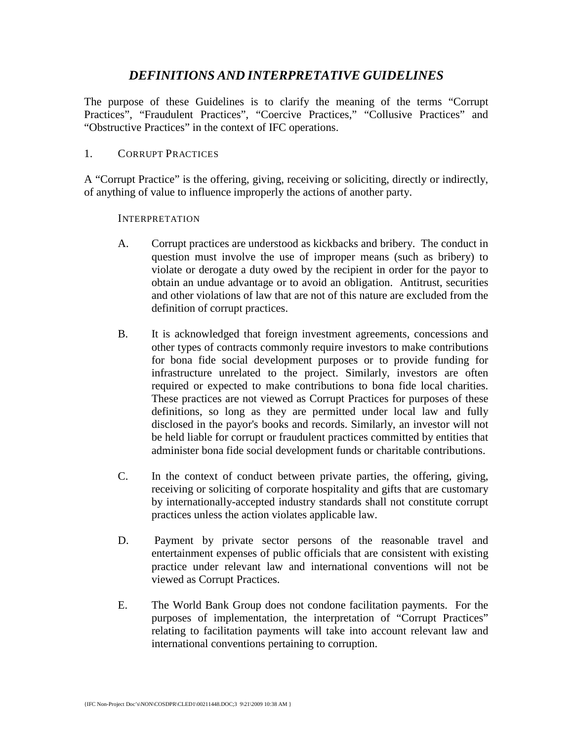# *DEFINITIONS AND INTERPRETATIVE GUIDELINES*

The purpose of these Guidelines is to clarify the meaning of the terms "Corrupt Practices", "Fraudulent Practices", "Coercive Practices," "Collusive Practices" and "Obstructive Practices" in the context of IFC operations.

## 1. CORRUPT PRACTICES

A "Corrupt Practice" is the offering, giving, receiving or soliciting, directly or indirectly, of anything of value to influence improperly the actions of another party.

### INTERPRETATION

A. Corrupt practices are understood as kickbacks and bribery. The conduct in question must involve the use of improper means (such as bribery) to violate or derogate a duty owed by the recipient in order for the payor to obtain an undue advantage or to avoid an obligation. Antitrust, securities and other violations of law that are not of this nature are excluded from the definition of corrupt practices.

B. It is acknowledged that foreign investment agreements, concessions and other types of contracts commonly require investors to make contributions for bona fide social development purposes or to provide funding for infrastructure unrelated to the project. Similarly, investors are often required or expected to make contributions to bona fide local charities. These practices are not viewed as Corrupt Practices for purposes of these definitions, so long as they are permitted under local law and fully disclosed in the payor's books and records. Similarly, an investor will not be held liable for corrupt or fraudulent practices committed by entities that administer bona fide social development funds or charitable contributions.

C. In the context of conduct between private parties, the offering, giving, receiving or soliciting of corporate hospitality and gifts that are customary by internationally-accepted industry standards shall not constitute corrupt practices unless the action violates applicable law.

D. Payment by private sector persons of the reasonable travel and entertainment expenses of public officials that are consistent with existing practice under relevant law and international conventions will not be viewed as Corrupt Practices.

E. The World Bank Group does not condone facilitation payments. For the purposes of implementation, the interpretation of "Corrupt Practices" relating to facilitation payments will take into account relevant law and international conventions pertaining to corruption.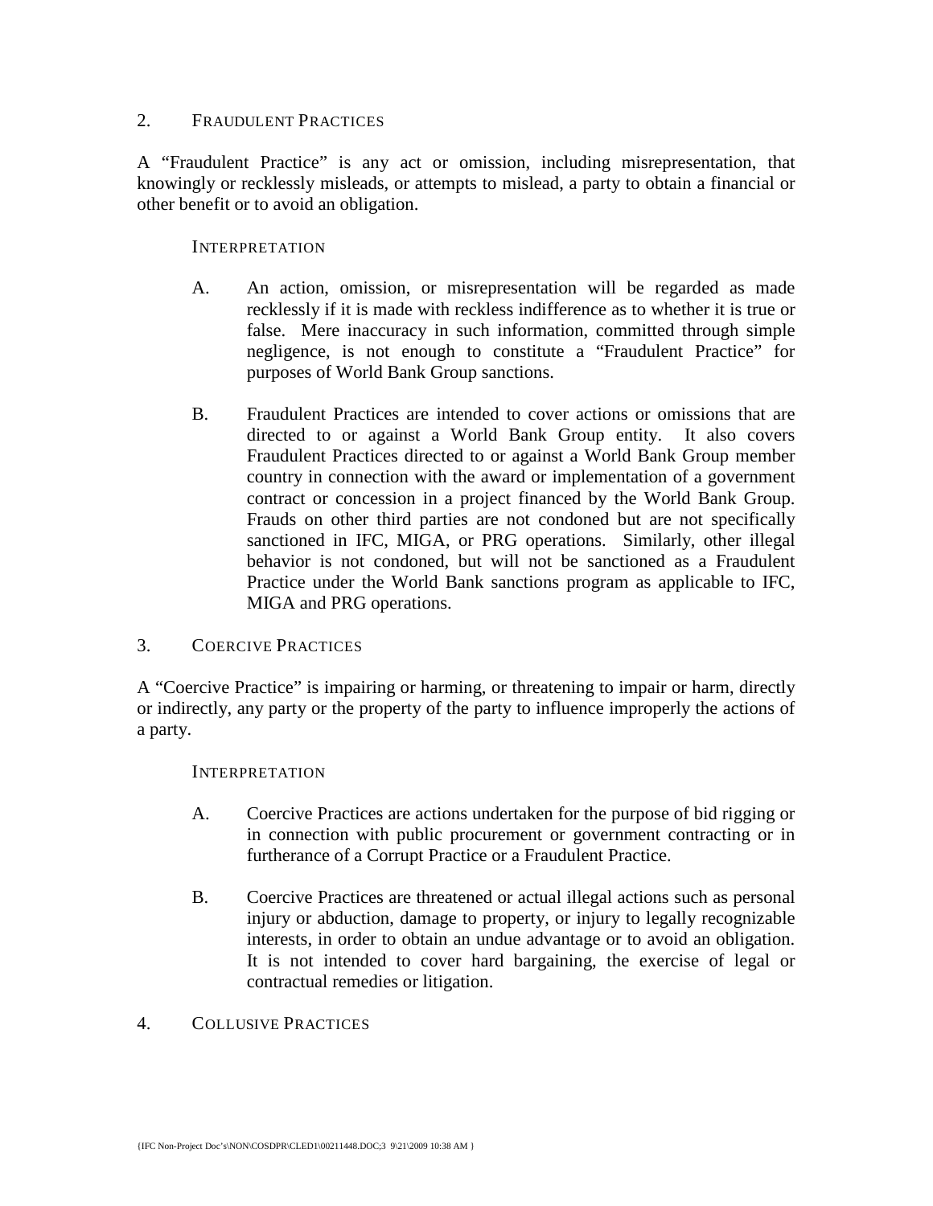## 2. Fraudulent Practices

A "Fraudulent Practice" is any act or omission, including misrepresentation, that knowingly or recklessly misleads, or attempts to mislead, a party to obtain a financial or other benefit or to avoid an obligation.

### Interpretation

A. An action, omission, or misrepresentation will be regarded as made recklessly if it is made with reckless indifference as to whether it is true or false. Mere inaccuracy in such information, committed through simple negligence, is not enough to constitute a "Fraudulent Practice" for purposes of World Bank Group sanctions.

B. Fraudulent Practices are intended to cover actions or omissions that are directed to or against a World Bank Group entity. It also covers Fraudulent Practices directed to or against a World Bank Group member country in connection with the award or implementation of a government contract or concession in a project financed by the World Bank Group. Frauds on other third parties are not condoned but are not specifically sanctioned in IFC, MIGA, or PRG operations. Similarly, other illegal behavior is not condoned, but will not be sanctioned as a Fraudulent Practice under the World Bank sanctions program as applicable to IFC, MIGA and PRG operations.

## 3. Coercive Practices

A "Coercive Practice" is impairing or harming, or threatening to impair or harm, directly or indirectly, any party or the property of the party to influence improperly the actions of a party.

### Interpretation

A. Coercive Practices are actions undertaken for the purpose of bid rigging or in connection with public procurement or government contracting or in furtherance of a Corrupt Practice or a Fraudulent Practice.

B. Coercive Practices are threatened or actual illegal actions such as personal injury or abduction, damage to property, or injury to legally recognizable interests, in order to obtain an undue advantage or to avoid an obligation. It is not intended to cover hard bargaining, the exercise of legal or contractual remedies or litigation.

## 4. Collusive Practices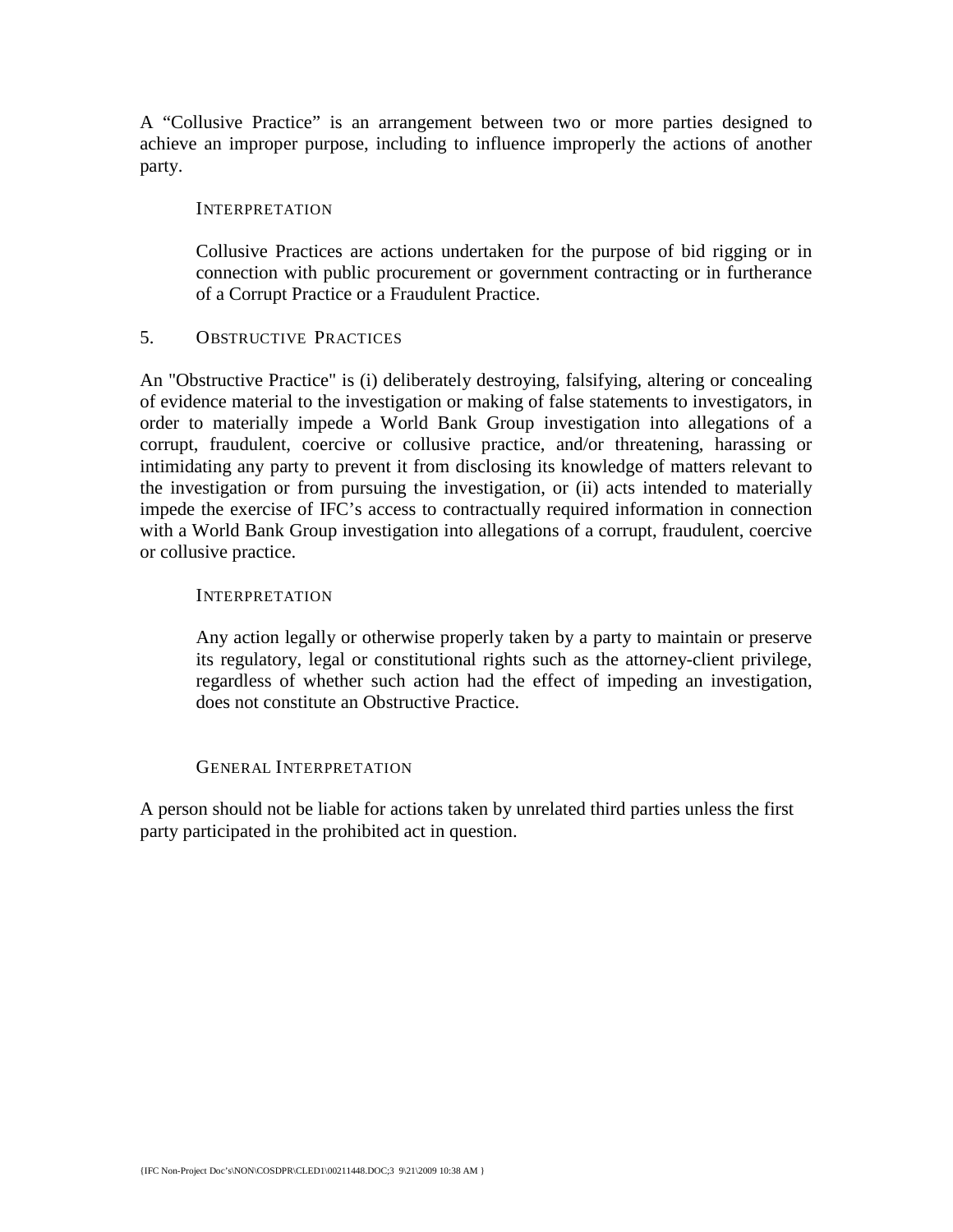A “Collusive Practice” is an arrangement between two or more parties designed to achieve an improper purpose, including to influence improperly the actions of another party.

INTERPRETATION

Collusive Practices are actions undertaken for the purpose of bid rigging or in connection with public procurement or government contracting or in furtherance of a Corrupt Practice or a Fraudulent Practice.

## 5. OBSTRUCTIVE PRACTICES

An "Obstructive Practice" is (i) deliberately destroying, falsifying, altering or concealing of evidence material to the investigation or making of false statements to investigators, in order to materially impede a World Bank Group investigation into allegations of a corrupt, fraudulent, coercive or collusive practice, and/or threatening, harassing or intimidating any party to prevent it from disclosing its knowledge of matters relevant to the investigation or from pursuing the investigation, or (ii) acts intended to materially impede the exercise of IFC’s access to contractually required information in connection with a World Bank Group investigation into allegations of a corrupt, fraudulent, coercive or collusive practice.

INTERPRETATION

Any action legally or otherwise properly taken by a party to maintain or preserve its regulatory, legal or constitutional rights such as the attorney-client privilege, regardless of whether such action had the effect of impeding an investigation, does not constitute an Obstructive Practice.

GENERAL INTERPRETATION

A person should not be liable for actions taken by unrelated third parties unless the first party participated in the prohibited act in question.